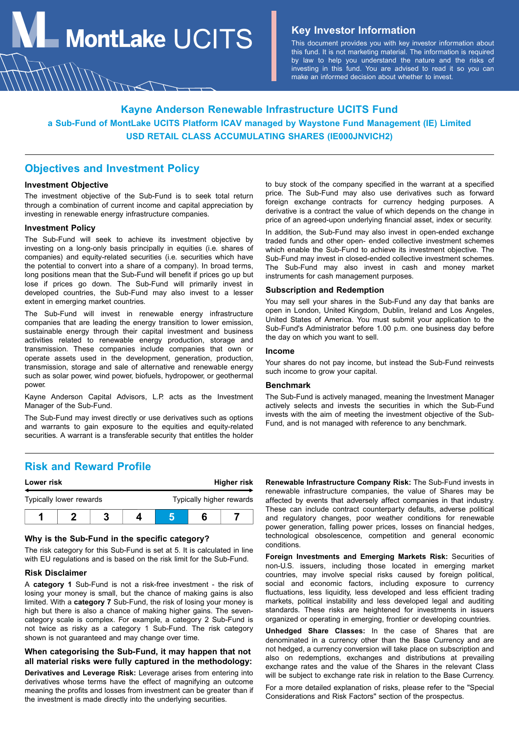# MontLake UCITS

## Key Investor Information

This document provides you with key investor information about this fund. It is not marketing material. The information is required by law to help you understand the nature and the risks of investing in this fund. You are advised to read it so you can make an informed decision about whether to invest.

**Kayne Anderson Renewable Infrastructure UCITS Fund**

**a Sub-Fund of MontLake UCITS Platform ICAV managed by Waystone Fund Management (IE) Limited**

**USD RETAIL CLASS ACCUMULATING SHARES (IE000JNVICH2)**

## Objectives and Investment Policy

### Investment Objective

The investment objective of the Sub-Fund is to seek total return through a combination of current income and capital appreciation by investing in renewable energy infrastructure companies.

### Investment Policy

The Sub-Fund will seek to achieve its investment objective by investing on a long-only basis principally in equities (i.e. shares of companies) and equity-related securities (i.e. securities which have the potential to convert into a share of a company). In broad terms, long positions mean that the Sub-Fund will benefit if prices go up but lose if prices go down. The Sub-Fund will primarily invest in developed countries, the Sub-Fund may also invest to a lesser extent in emerging market countries.

The Sub-Fund will invest in renewable energy infrastructure companies that are leading the energy transition to lower emission, sustainable energy through their capital investment and business activities related to renewable energy production, storage and transmission. These companies include companies that own or operate assets used in the development, generation, production, transmission, storage and sale of alternative and renewable energy such as solar power, wind power, biofuels, hydropower, or geothermal power.

Kayne Anderson Capital Advisors, L.P. acts as the Investment Manager of the Sub-Fund.

The Sub-Fund may invest directly or use derivatives such as options and warrants to gain exposure to the equities and equity-related securities. A warrant is a transferable security that entitles the holder to buy stock of the company specified in the warrant at a specified price. The Sub-Fund may also use derivatives such as forward foreign exchange contracts for currency hedging purposes. A derivative is a contract the value of which depends on the change in price of an agreed-upon underlying financial asset, index or security.

In addition, the Sub-Fund may also invest in open-ended exchange traded funds and other open- ended collective investment schemes which enable the Sub-Fund to achieve its investment objective. The Sub-Fund may invest in closed-ended collective investment schemes. The Sub-Fund may also invest in cash and money market instruments for cash management purposes.

### Subscription and Redemption

You may sell your shares in the Sub-Fund any day that banks are open in London, United Kingdom, Dublin, Ireland and Los Angeles, United States of America. You must submit your application to the Sub-Fund's Administrator before 1.00 p.m. one business day before the day on which you want to sell.

### Income

Your shares do not pay income, but instead the Sub-Fund reinvests such income to grow your capital.

### Benchmark

The Sub-Fund is actively managed, meaning the Investment Manager actively selects and invests the securities in which the Sub-Fund invests with the aim of meeting the investment objective of the Sub-Fund, and is not managed with reference to any benchmark.

## Risk and Reward Profile

| **Lower risk** | | | | | | **Higher risk** |
|---|---|---|---|---|---|---|
| Typically lower rewards | | | | | | Typically higher rewards |
| 1 | 2 | 3 | 4 | **5** | 6 | 7 |

### Why is the Sub-Fund in the specific category?

The risk category for this Sub-Fund is set at 5. It is calculated in line with EU regulations and is based on the risk limit for the Sub-Fund.

### Risk Disclaimer

A **category 1** Sub-Fund is not a risk-free investment - the risk of losing your money is small, but the chance of making gains is also limited. With a **category 7** Sub-Fund, the risk of losing your money is high but there is also a chance of making higher gains. The seven-category scale is complex. For example, a category 2 Sub-Fund is not twice as risky as a category 1 Sub-Fund. The risk category shown is not guaranteed and may change over time.

### When categorising the Sub-Fund, it may happen that not all material risks were fully captured in the methodology:

**Derivatives and Leverage Risk:** Leverage arises from entering into derivatives whose terms have the effect of magnifying an outcome meaning the profits and losses from investment can be greater than if the investment is made directly into the underlying securities.

**Renewable Infrastructure Company Risk:** The Sub-Fund invests in renewable infrastructure companies, the value of Shares may be affected by events that adversely affect companies in that industry. These can include contract counterparty defaults, adverse political and regulatory changes, poor weather conditions for renewable power generation, falling power prices, losses on financial hedges, technological obsolescence, competition and general economic conditions.

**Foreign Investments and Emerging Markets Risk:** Securities of non-U.S. issuers, including those located in emerging market countries, may involve special risks caused by foreign political, social and economic factors, including exposure to currency fluctuations, less liquidity, less developed and less efficient trading markets, political instability and less developed legal and auditing standards. These risks are heightened for investments in issuers organized or operating in emerging, frontier or developing countries.

**Unhedged Share Classes:** In the case of Shares that are denominated in a currency other than the Base Currency and are not hedged, a currency conversion will take place on subscription and also on redemptions, exchanges and distributions at prevailing exchange rates and the value of the Shares in the relevant Class will be subject to exchange rate risk in relation to the Base Currency.

For a more detailed explanation of risks, please refer to the "Special Considerations and Risk Factors" section of the prospectus.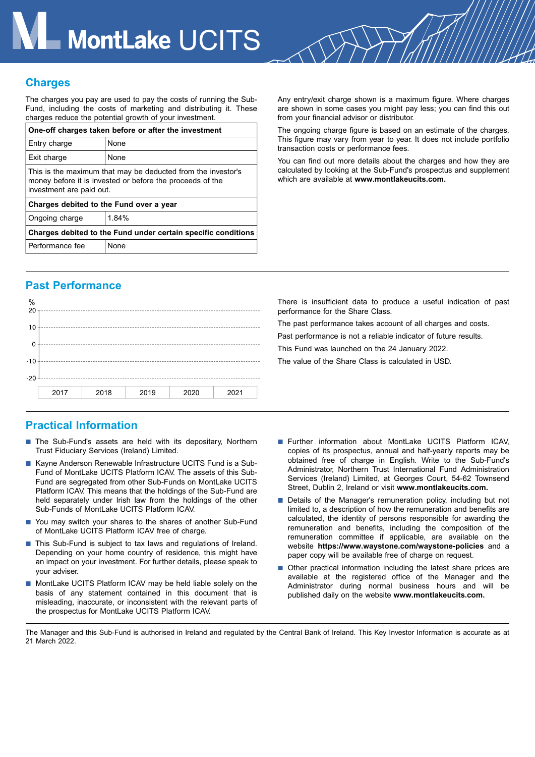## Charges

The charges you pay are used to pay the costs of running the Sub-Fund, including the costs of marketing and distributing it. These charges reduce the potential growth of your investment.

| One-off charges taken before or after the investment | |
|---|---|
| Entry charge | None |
| Exit charge | None |
| This is the maximum that may be deducted from the investor's money before it is invested or before the proceeds of the investment are paid out. | |
| **Charges debited to the Fund over a year** | |
| Ongoing charge | 1.84% |
| **Charges debited to the Fund under certain specific conditions** | |
| Performance fee | None |

Any entry/exit charge shown is a maximum figure. Where charges are shown in some cases you might pay less; you can find this out from your financial advisor or distributor.

The ongoing charge figure is based on an estimate of the charges. This figure may vary from year to year. It does not include portfolio transaction costs or performance fees.

You can find out more details about the charges and how they are calculated by looking at the Sub-Fund's prospectus and supplement which are available at **www.montlakeucits.com.**

## Past Performance

%
20
10
0
-10
-20
2017 2018 2019 2020 2021

There is insufficient data to produce a useful indication of past performance for the Share Class.

The past performance takes account of all charges and costs.

Past performance is not a reliable indicator of future results.

This Fund was launched on the 24 January 2022.

The value of the Share Class is calculated in USD.

## Practical Information

- The Sub-Fund's assets are held with its depositary, Northern Trust Fiduciary Services (Ireland) Limited.
- Kayne Anderson Renewable Infrastructure UCITS Fund is a Sub-Fund of MontLake UCITS Platform ICAV. The assets of this Sub-Fund are segregated from other Sub-Funds on MontLake UCITS Platform ICAV. This means that the holdings of the Sub-Fund are held separately under Irish law from the holdings of the other Sub-Funds of MontLake UCITS Platform ICAV.
- You may switch your shares to the shares of another Sub-Fund of MontLake UCITS Platform ICAV free of charge.
- This Sub-Fund is subject to tax laws and regulations of Ireland. Depending on your home country of residence, this might have an impact on your investment. For further details, please speak to your adviser.
- MontLake UCITS Platform ICAV may be held liable solely on the basis of any statement contained in this document that is misleading, inaccurate, or inconsistent with the relevant parts of the prospectus for MontLake UCITS Platform ICAV.
- Further information about MontLake UCITS Platform ICAV, copies of its prospectus, annual and half-yearly reports may be obtained free of charge in English. Write to the Sub-Fund's Administrator, Northern Trust International Fund Administration Services (Ireland) Limited, at Georges Court, 54-62 Townsend Street, Dublin 2, Ireland or visit **www.montlakeucits.com.**
- Details of the Manager's remuneration policy, including but not limited to, a description of how the remuneration and benefits are calculated, the identity of persons responsible for awarding the remuneration and benefits, including the composition of the remuneration committee if applicable, are available on the website **https://www.waystone.com/waystone-policies** and a paper copy will be available free of charge on request.
- Other practical information including the latest share prices are available at the registered office of the Manager and the Administrator during normal business hours and will be published daily on the website **www.montlakeucits.com.**

The Manager and this Sub-Fund is authorised in Ireland and regulated by the Central Bank of Ireland. This Key Investor Information is accurate as at 21 March 2022.